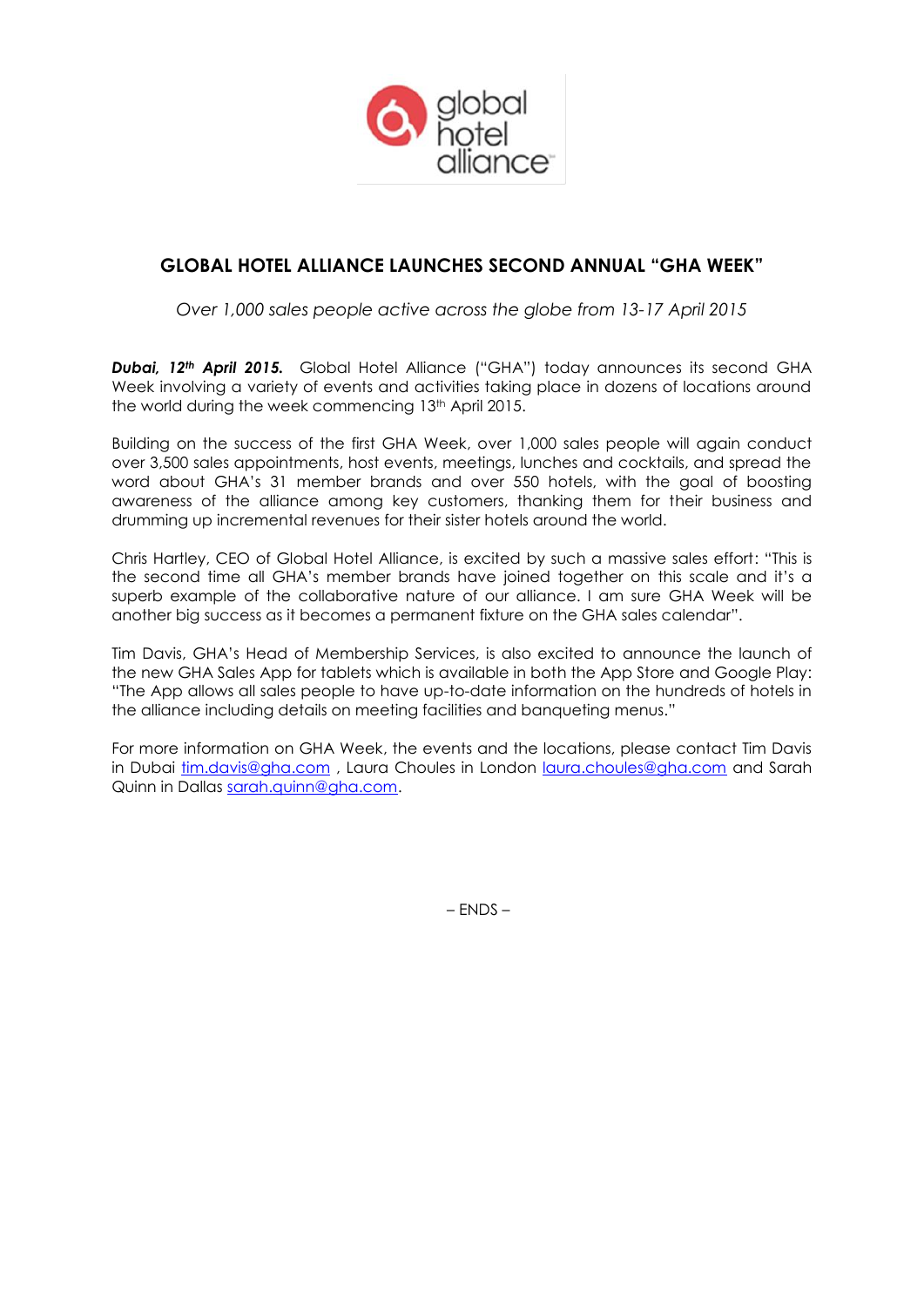# GLOBAL HOTEL ALLIANCE LAUNCHES SECOND ANNUAL "GHA WEEK"

*Over 1,000 sales people active across the globe from 13-17 April 2015*

***Dubai, 12th April 2015.*** Global Hotel Alliance ("GHA") today announces its second GHA Week involving a variety of events and activities taking place in dozens of locations around the world during the week commencing 13th April 2015.

Building on the success of the first GHA Week, over 1,000 sales people will again conduct over 3,500 sales appointments, host events, meetings, lunches and cocktails, and spread the word about GHA's 31 member brands and over 550 hotels, with the goal of boosting awareness of the alliance among key customers, thanking them for their business and drumming up incremental revenues for their sister hotels around the world.

Chris Hartley, CEO of Global Hotel Alliance, is excited by such a massive sales effort: "This is the second time all GHA's member brands have joined together on this scale and it's a superb example of the collaborative nature of our alliance. I am sure GHA Week will be another big success as it becomes a permanent fixture on the GHA sales calendar".

Tim Davis, GHA's Head of Membership Services, is also excited to announce the launch of the new GHA Sales App for tablets which is available in both the App Store and Google Play: "The App allows all sales people to have up-to-date information on the hundreds of hotels in the alliance including details on meeting facilities and banqueting menus."

For more information on GHA Week, the events and the locations, please contact Tim Davis in Dubai tim.davis@gha.com , Laura Choules in London laura.choules@gha.com and Sarah Quinn in Dallas sarah.quinn@gha.com.

– ENDS –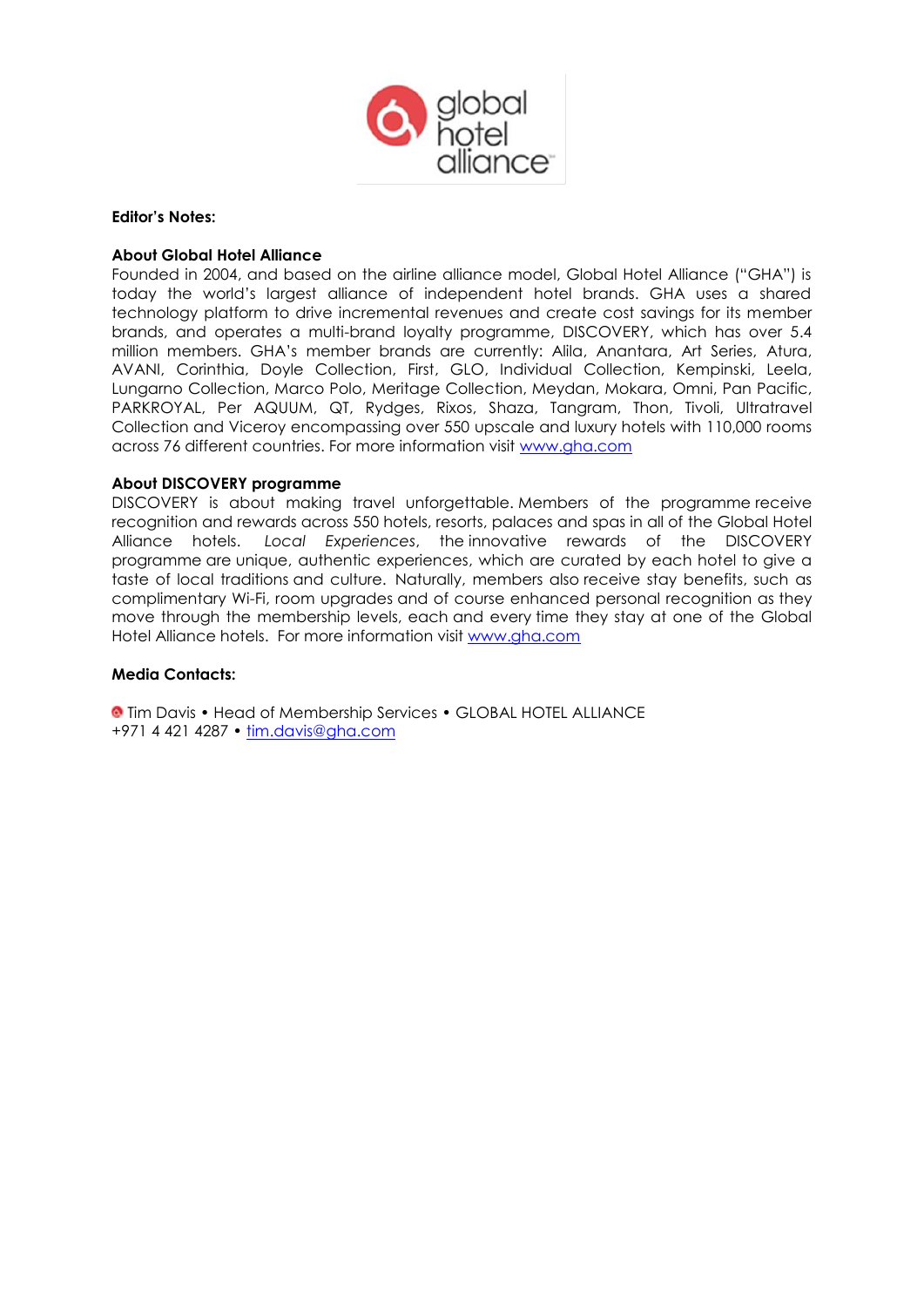**Editor's Notes:**

**About Global Hotel Alliance**

Founded in 2004, and based on the airline alliance model, Global Hotel Alliance ("GHA") is today the world's largest alliance of independent hotel brands. GHA uses a shared technology platform to drive incremental revenues and create cost savings for its member brands, and operates a multi-brand loyalty programme, DISCOVERY, which has over 5.4 million members. GHA's member brands are currently: Alila, Anantara, Art Series, Atura, AVANI, Corinthia, Doyle Collection, First, GLO, Individual Collection, Kempinski, Leela, Lungarno Collection, Marco Polo, Meritage Collection, Meydan, Mokara, Omni, Pan Pacific, PARKROYAL, Per AQUUM, QT, Rydges, Rixos, Shaza, Tangram, Thon, Tivoli, Ultratravel Collection and Viceroy encompassing over 550 upscale and luxury hotels with 110,000 rooms across 76 different countries. For more information visit www.gha.com

**About DISCOVERY programme**

DISCOVERY is about making travel unforgettable. Members of the programme receive recognition and rewards across 550 hotels, resorts, palaces and spas in all of the Global Hotel Alliance hotels. *Local Experiences*, the innovative rewards of the DISCOVERY programme are unique, authentic experiences, which are curated by each hotel to give a taste of local traditions and culture. Naturally, members also receive stay benefits, such as complimentary Wi-Fi, room upgrades and of course enhanced personal recognition as they move through the membership levels, each and every time they stay at one of the Global Hotel Alliance hotels. For more information visit www.gha.com

**Media Contacts:**

Tim Davis • Head of Membership Services • GLOBAL HOTEL ALLIANCE
+971 4 421 4287 • tim.davis@gha.com